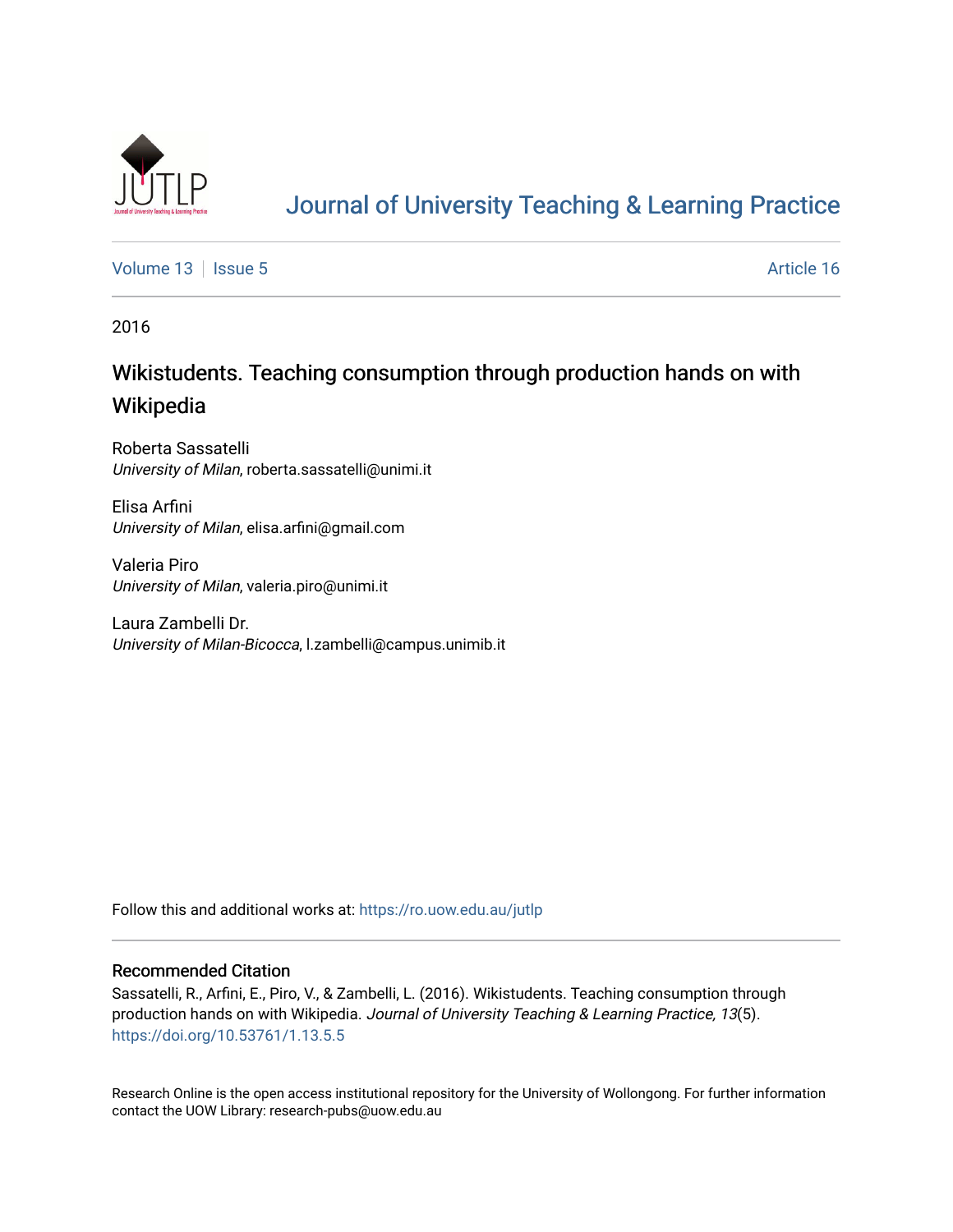# Journal of University Teaching & Learning Practice

Volume 13 | Issue 5 | Article 16

2016

## Wikistudents. Teaching consumption through production hands on with Wikipedia

Roberta Sassatelli
*University of Milan*, roberta.sassatelli@unimi.it

Elisa Arfini
*University of Milan*, elisa.arfini@gmail.com

Valeria Piro
*University of Milan*, valeria.piro@unimi.it

Laura Zambelli Dr.
*University of Milan-Bicocca*, l.zambelli@campus.unimib.it

Follow this and additional works at: https://ro.uow.edu.au/jutlp

### Recommended Citation

Sassatelli, R., Arfini, E., Piro, V., & Zambelli, L. (2016). Wikistudents. Teaching consumption through production hands on with Wikipedia. *Journal of University Teaching & Learning Practice, 13*(5). https://doi.org/10.53761/1.13.5.5

Research Online is the open access institutional repository for the University of Wollongong. For further information contact the UOW Library: research-pubs@uow.edu.au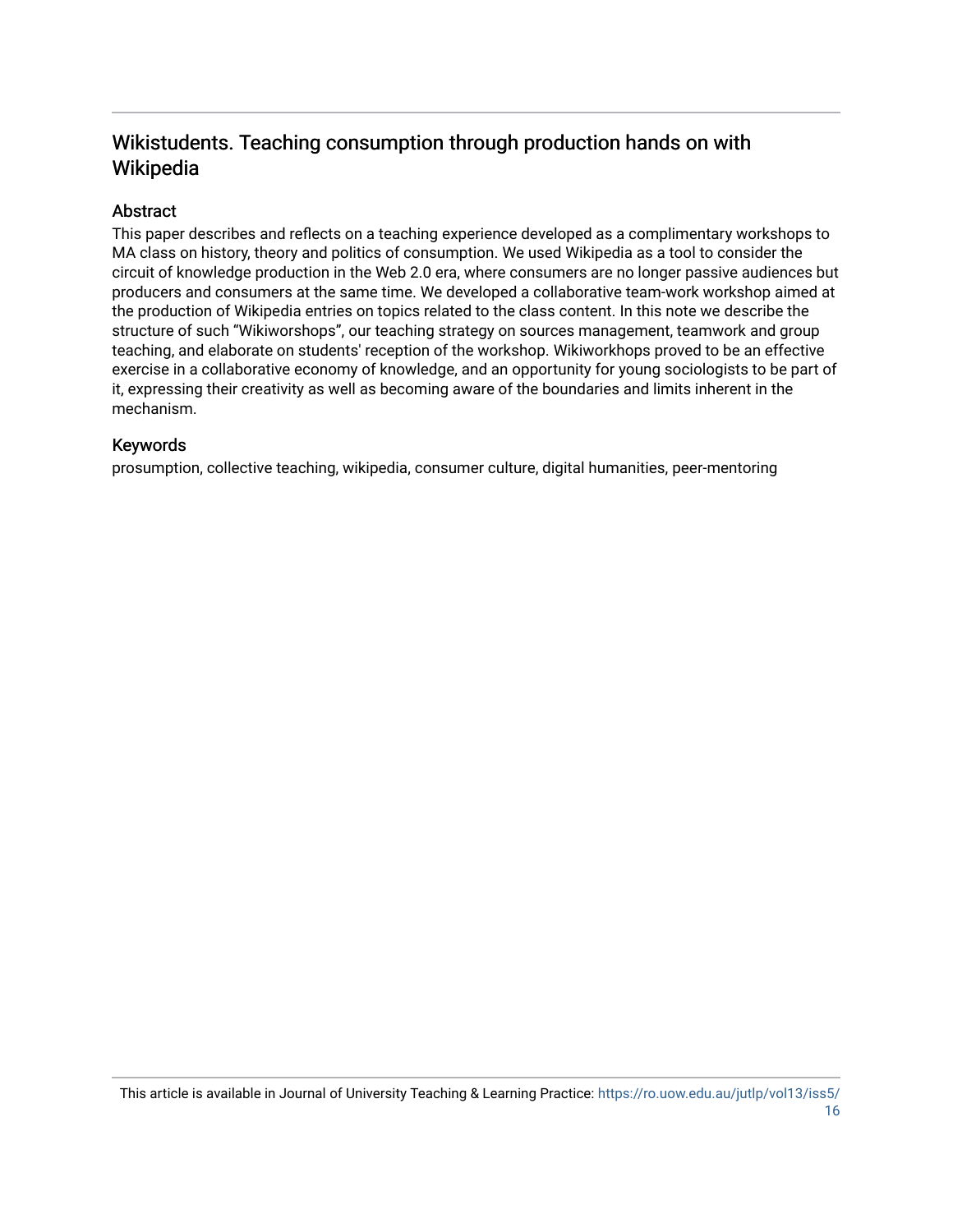## Wikistudents. Teaching consumption through production hands on with Wikipedia

### Abstract

This paper describes and reflects on a teaching experience developed as a complimentary workshops to MA class on history, theory and politics of consumption. We used Wikipedia as a tool to consider the circuit of knowledge production in the Web 2.0 era, where consumers are no longer passive audiences but producers and consumers at the same time. We developed a collaborative team-work workshop aimed at the production of Wikipedia entries on topics related to the class content. In this note we describe the structure of such "Wikiworshops", our teaching strategy on sources management, teamwork and group teaching, and elaborate on students' reception of the workshop. Wikiworkhops proved to be an effective exercise in a collaborative economy of knowledge, and an opportunity for young sociologists to be part of it, expressing their creativity as well as becoming aware of the boundaries and limits inherent in the mechanism.

### Keywords

prosumption, collective teaching, wikipedia, consumer culture, digital humanities, peer-mentoring

This article is available in Journal of University Teaching & Learning Practice: https://ro.uow.edu.au/jutlp/vol13/iss5/16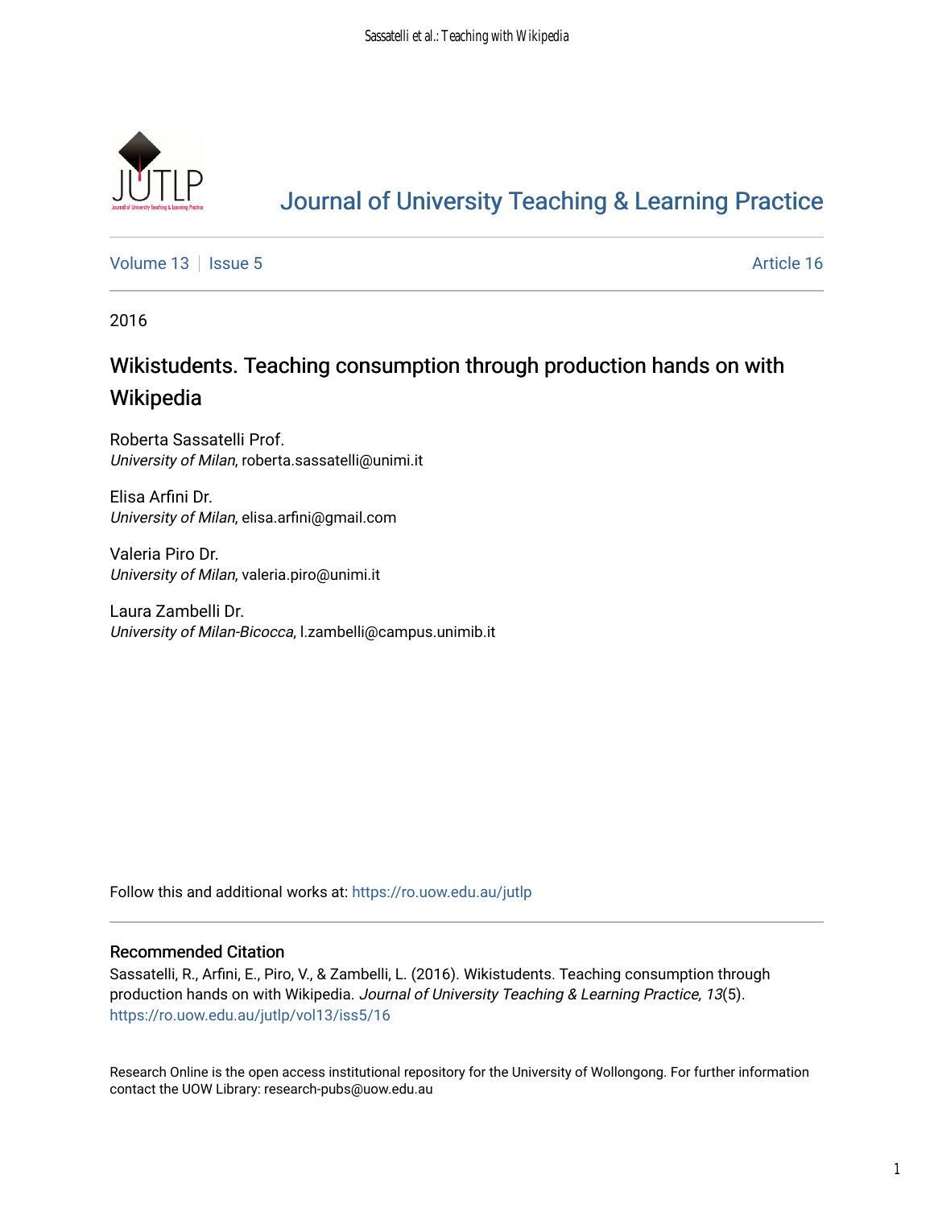# Journal of University Teaching & Learning Practice

Volume 13 | Issue 5 | Article 16

2016

## Wikistudents. Teaching consumption through production hands on with Wikipedia

Roberta Sassatelli Prof.
*University of Milan*, roberta.sassatelli@unimi.it

Elisa Arfini Dr.
*University of Milan*, elisa.arfini@gmail.com

Valeria Piro Dr.
*University of Milan*, valeria.piro@unimi.it

Laura Zambelli Dr.
*University of Milan-Bicocca*, l.zambelli@campus.unimib.it

Follow this and additional works at: https://ro.uow.edu.au/jutlp

### Recommended Citation

Sassatelli, R., Arfini, E., Piro, V., & Zambelli, L. (2016). Wikistudents. Teaching consumption through production hands on with Wikipedia. *Journal of University Teaching & Learning Practice, 13*(5). https://ro.uow.edu.au/jutlp/vol13/iss5/16

Research Online is the open access institutional repository for the University of Wollongong. For further information contact the UOW Library: research-pubs@uow.edu.au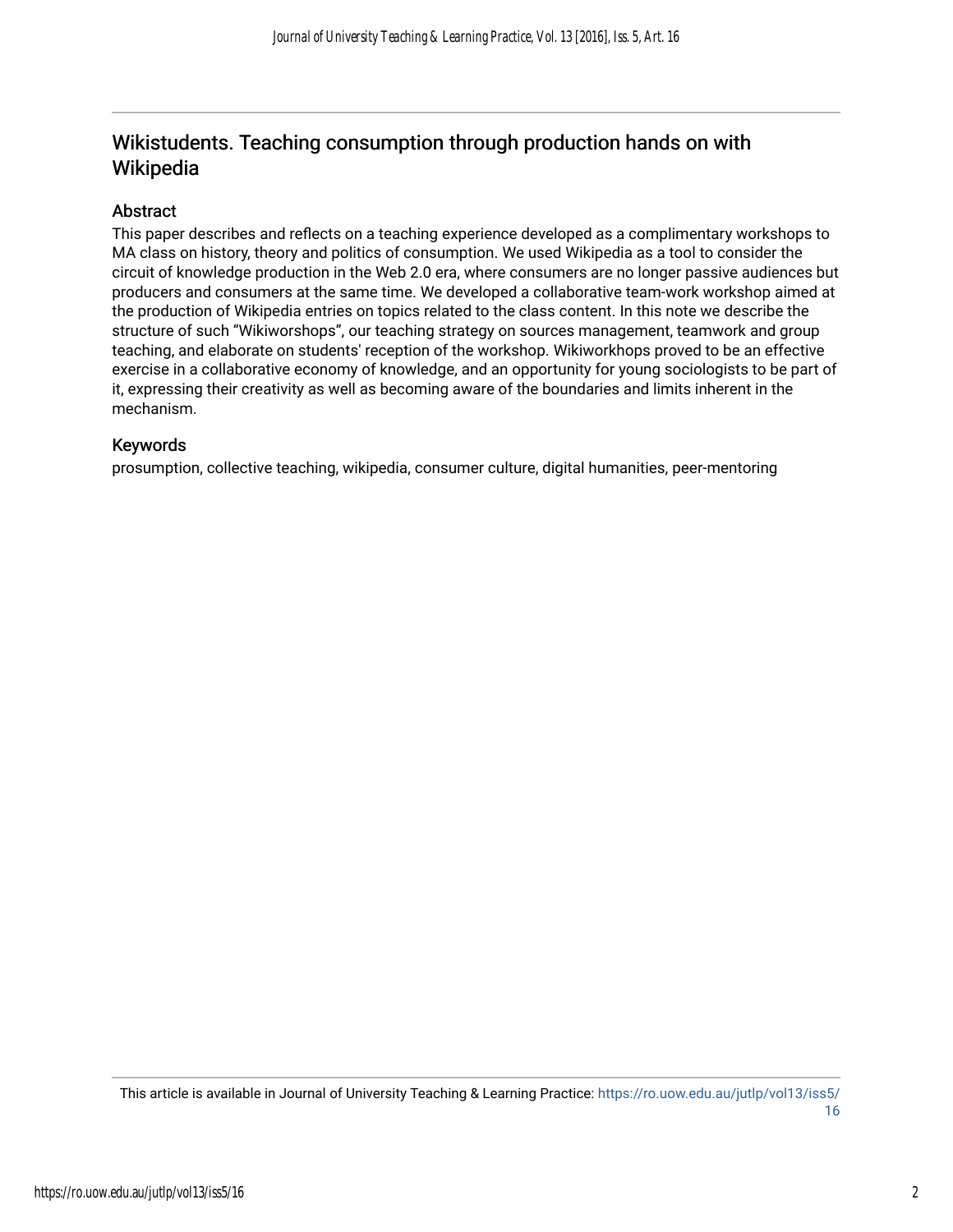## Wikistudents. Teaching consumption through production hands on with Wikipedia

### Abstract

This paper describes and reflects on a teaching experience developed as a complimentary workshops to MA class on history, theory and politics of consumption. We used Wikipedia as a tool to consider the circuit of knowledge production in the Web 2.0 era, where consumers are no longer passive audiences but producers and consumers at the same time. We developed a collaborative team-work workshop aimed at the production of Wikipedia entries on topics related to the class content. In this note we describe the structure of such "Wikiworshops", our teaching strategy on sources management, teamwork and group teaching, and elaborate on students' reception of the workshop. Wikiworkhops proved to be an effective exercise in a collaborative economy of knowledge, and an opportunity for young sociologists to be part of it, expressing their creativity as well as becoming aware of the boundaries and limits inherent in the mechanism.

### Keywords

prosumption, collective teaching, wikipedia, consumer culture, digital humanities, peer-mentoring

This article is available in Journal of University Teaching & Learning Practice: https://ro.uow.edu.au/jutlp/vol13/iss5/16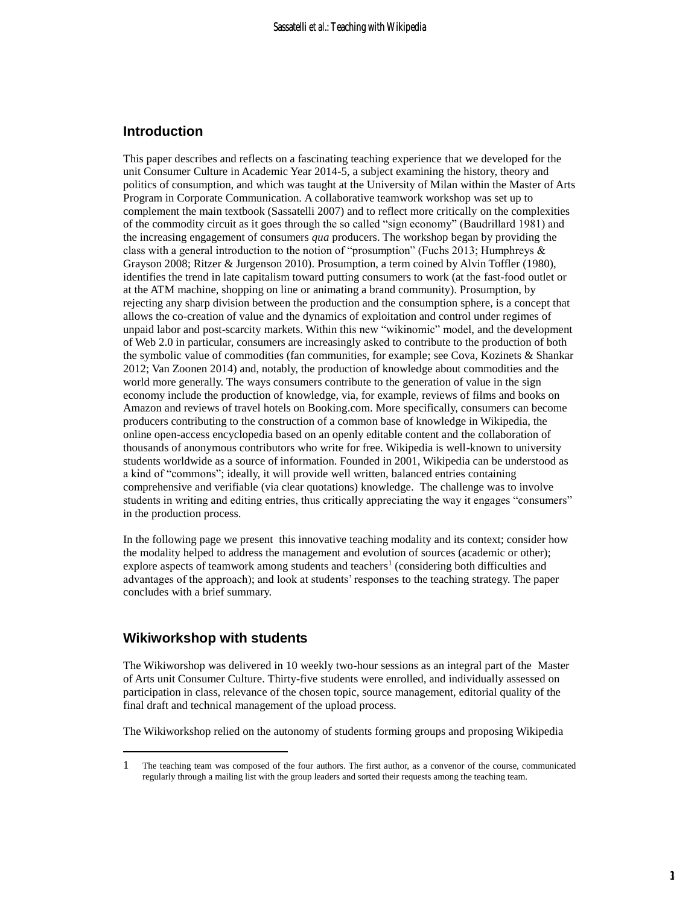## Introduction

This paper describes and reflects on a fascinating teaching experience that we developed for the unit Consumer Culture in Academic Year 2014-5, a subject examining the history, theory and politics of consumption, and which was taught at the University of Milan within the Master of Arts Program in Corporate Communication. A collaborative teamwork workshop was set up to complement the main textbook (Sassatelli 2007) and to reflect more critically on the complexities of the commodity circuit as it goes through the so called "sign economy" (Baudrillard 1981) and the increasing engagement of consumers *qua* producers. The workshop began by providing the class with a general introduction to the notion of "prosumption" (Fuchs 2013; Humphreys & Grayson 2008; Ritzer & Jurgenson 2010). Prosumption, a term coined by Alvin Toffler (1980), identifies the trend in late capitalism toward putting consumers to work (at the fast-food outlet or at the ATM machine, shopping on line or animating a brand community). Prosumption, by rejecting any sharp division between the production and the consumption sphere, is a concept that allows the co-creation of value and the dynamics of exploitation and control under regimes of unpaid labor and post-scarcity markets. Within this new "wikinomic" model, and the development of Web 2.0 in particular, consumers are increasingly asked to contribute to the production of both the symbolic value of commodities (fan communities, for example; see Cova, Kozinets & Shankar 2012; Van Zoonen 2014) and, notably, the production of knowledge about commodities and the world more generally. The ways consumers contribute to the generation of value in the sign economy include the production of knowledge, via, for example, reviews of films and books on Amazon and reviews of travel hotels on Booking.com. More specifically, consumers can become producers contributing to the construction of a common base of knowledge in Wikipedia, the online open-access encyclopedia based on an openly editable content and the collaboration of thousands of anonymous contributors who write for free. Wikipedia is well-known to university students worldwide as a source of information. Founded in 2001, Wikipedia can be understood as a kind of "commons"; ideally, it will provide well written, balanced entries containing comprehensive and verifiable (via clear quotations) knowledge. The challenge was to involve students in writing and editing entries, thus critically appreciating the way it engages "consumers" in the production process.

In the following page we present this innovative teaching modality and its context; consider how the modality helped to address the management and evolution of sources (academic or other); explore aspects of teamwork among students and teachers[1] (considering both difficulties and advantages of the approach); and look at students' responses to the teaching strategy. The paper concludes with a brief summary.

## Wikiworkshop with students

The Wikiworshop was delivered in 10 weekly two-hour sessions as an integral part of the Master of Arts unit Consumer Culture. Thirty-five students were enrolled, and individually assessed on participation in class, relevance of the chosen topic, source management, editorial quality of the final draft and technical management of the upload process.

The Wikiworkshop relied on the autonomy of students forming groups and proposing Wikipedia

---

1 The teaching team was composed of the four authors. The first author, as a convenor of the course, communicated regularly through a mailing list with the group leaders and sorted their requests among the teaching team.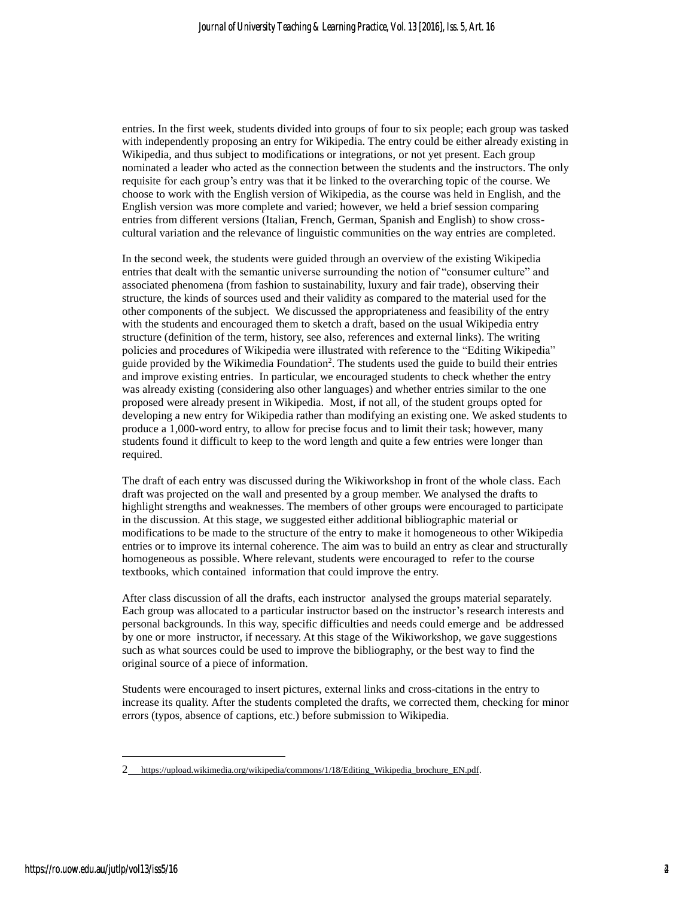entries. In the first week, students divided into groups of four to six people; each group was tasked with independently proposing an entry for Wikipedia. The entry could be either already existing in Wikipedia, and thus subject to modifications or integrations, or not yet present. Each group nominated a leader who acted as the connection between the students and the instructors. The only requisite for each group's entry was that it be linked to the overarching topic of the course. We choose to work with the English version of Wikipedia, as the course was held in English, and the English version was more complete and varied; however, we held a brief session comparing entries from different versions (Italian, French, German, Spanish and English) to show cross-cultural variation and the relevance of linguistic communities on the way entries are completed.

In the second week, the students were guided through an overview of the existing Wikipedia entries that dealt with the semantic universe surrounding the notion of "consumer culture" and associated phenomena (from fashion to sustainability, luxury and fair trade), observing their structure, the kinds of sources used and their validity as compared to the material used for the other components of the subject. We discussed the appropriateness and feasibility of the entry with the students and encouraged them to sketch a draft, based on the usual Wikipedia entry structure (definition of the term, history, see also, references and external links). The writing policies and procedures of Wikipedia were illustrated with reference to the "Editing Wikipedia" guide provided by the Wikimedia Foundation[2]. The students used the guide to build their entries and improve existing entries. In particular, we encouraged students to check whether the entry was already existing (considering also other languages) and whether entries similar to the one proposed were already present in Wikipedia. Most, if not all, of the student groups opted for developing a new entry for Wikipedia rather than modifying an existing one. We asked students to produce a 1,000-word entry, to allow for precise focus and to limit their task; however, many students found it difficult to keep to the word length and quite a few entries were longer than required.

The draft of each entry was discussed during the Wikiworkshop in front of the whole class. Each draft was projected on the wall and presented by a group member. We analysed the drafts to highlight strengths and weaknesses. The members of other groups were encouraged to participate in the discussion. At this stage, we suggested either additional bibliographic material or modifications to be made to the structure of the entry to make it homogeneous to other Wikipedia entries or to improve its internal coherence. The aim was to build an entry as clear and structurally homogeneous as possible. Where relevant, students were encouraged to refer to the course textbooks, which contained information that could improve the entry.

After class discussion of all the drafts, each instructor analysed the groups material separately. Each group was allocated to a particular instructor based on the instructor's research interests and personal backgrounds. In this way, specific difficulties and needs could emerge and be addressed by one or more instructor, if necessary. At this stage of the Wikiworkshop, we gave suggestions such as what sources could be used to improve the bibliography, or the best way to find the original source of a piece of information.

Students were encouraged to insert pictures, external links and cross-citations in the entry to increase its quality. After the students completed the drafts, we corrected them, checking for minor errors (typos, absence of captions, etc.) before submission to Wikipedia.

---

2 https://upload.wikimedia.org/wikipedia/commons/1/18/Editing_Wikipedia_brochure_EN.pdf.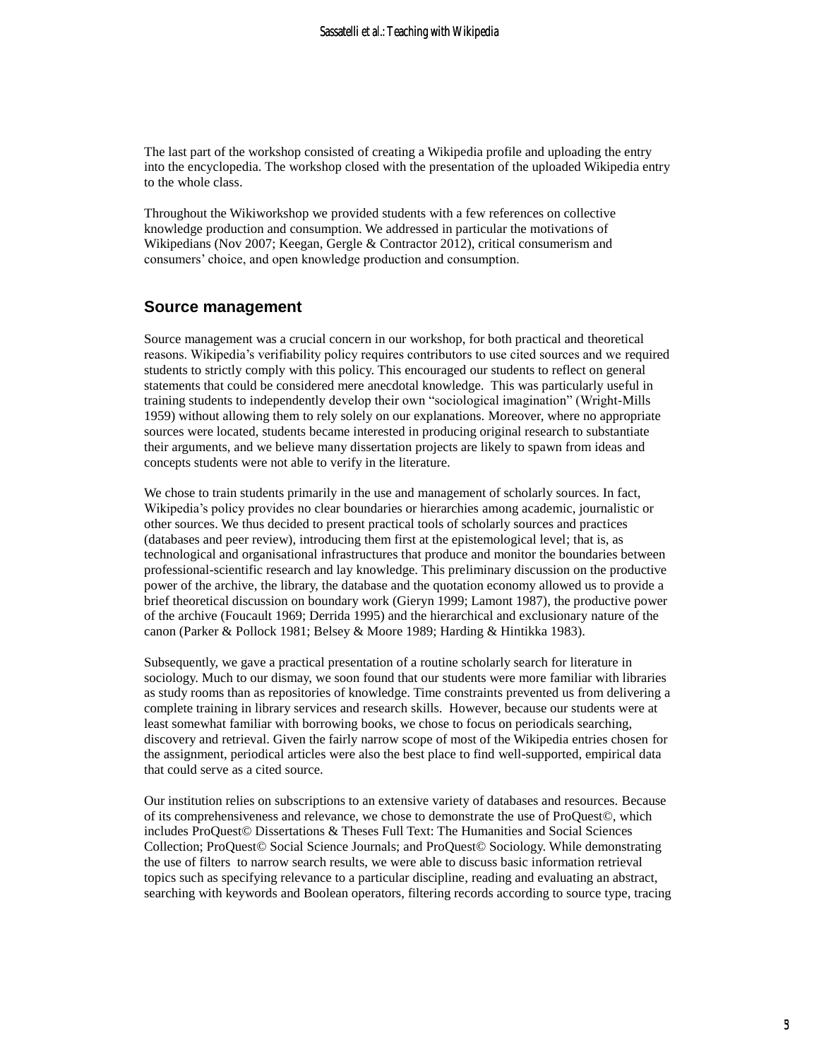The last part of the workshop consisted of creating a Wikipedia profile and uploading the entry into the encyclopedia. The workshop closed with the presentation of the uploaded Wikipedia entry to the whole class.

Throughout the Wikiworkshop we provided students with a few references on collective knowledge production and consumption. We addressed in particular the motivations of Wikipedians (Nov 2007; Keegan, Gergle & Contractor 2012), critical consumerism and consumers' choice, and open knowledge production and consumption.

## Source management

Source management was a crucial concern in our workshop, for both practical and theoretical reasons. Wikipedia's verifiability policy requires contributors to use cited sources and we required students to strictly comply with this policy. This encouraged our students to reflect on general statements that could be considered mere anecdotal knowledge. This was particularly useful in training students to independently develop their own "sociological imagination" (Wright-Mills 1959) without allowing them to rely solely on our explanations. Moreover, where no appropriate sources were located, students became interested in producing original research to substantiate their arguments, and we believe many dissertation projects are likely to spawn from ideas and concepts students were not able to verify in the literature.

We chose to train students primarily in the use and management of scholarly sources. In fact, Wikipedia's policy provides no clear boundaries or hierarchies among academic, journalistic or other sources. We thus decided to present practical tools of scholarly sources and practices (databases and peer review), introducing them first at the epistemological level; that is, as technological and organisational infrastructures that produce and monitor the boundaries between professional-scientific research and lay knowledge. This preliminary discussion on the productive power of the archive, the library, the database and the quotation economy allowed us to provide a brief theoretical discussion on boundary work (Gieryn 1999; Lamont 1987), the productive power of the archive (Foucault 1969; Derrida 1995) and the hierarchical and exclusionary nature of the canon (Parker & Pollock 1981; Belsey & Moore 1989; Harding & Hintikka 1983).

Subsequently, we gave a practical presentation of a routine scholarly search for literature in sociology. Much to our dismay, we soon found that our students were more familiar with libraries as study rooms than as repositories of knowledge. Time constraints prevented us from delivering a complete training in library services and research skills. However, because our students were at least somewhat familiar with borrowing books, we chose to focus on periodicals searching, discovery and retrieval. Given the fairly narrow scope of most of the Wikipedia entries chosen for the assignment, periodical articles were also the best place to find well-supported, empirical data that could serve as a cited source.

Our institution relies on subscriptions to an extensive variety of databases and resources. Because of its comprehensiveness and relevance, we chose to demonstrate the use of ProQuest©, which includes ProQuest© Dissertations & Theses Full Text: The Humanities and Social Sciences Collection; ProQuest© Social Science Journals; and ProQuest© Sociology. While demonstrating the use of filters to narrow search results, we were able to discuss basic information retrieval topics such as specifying relevance to a particular discipline, reading and evaluating an abstract, searching with keywords and Boolean operators, filtering records according to source type, tracing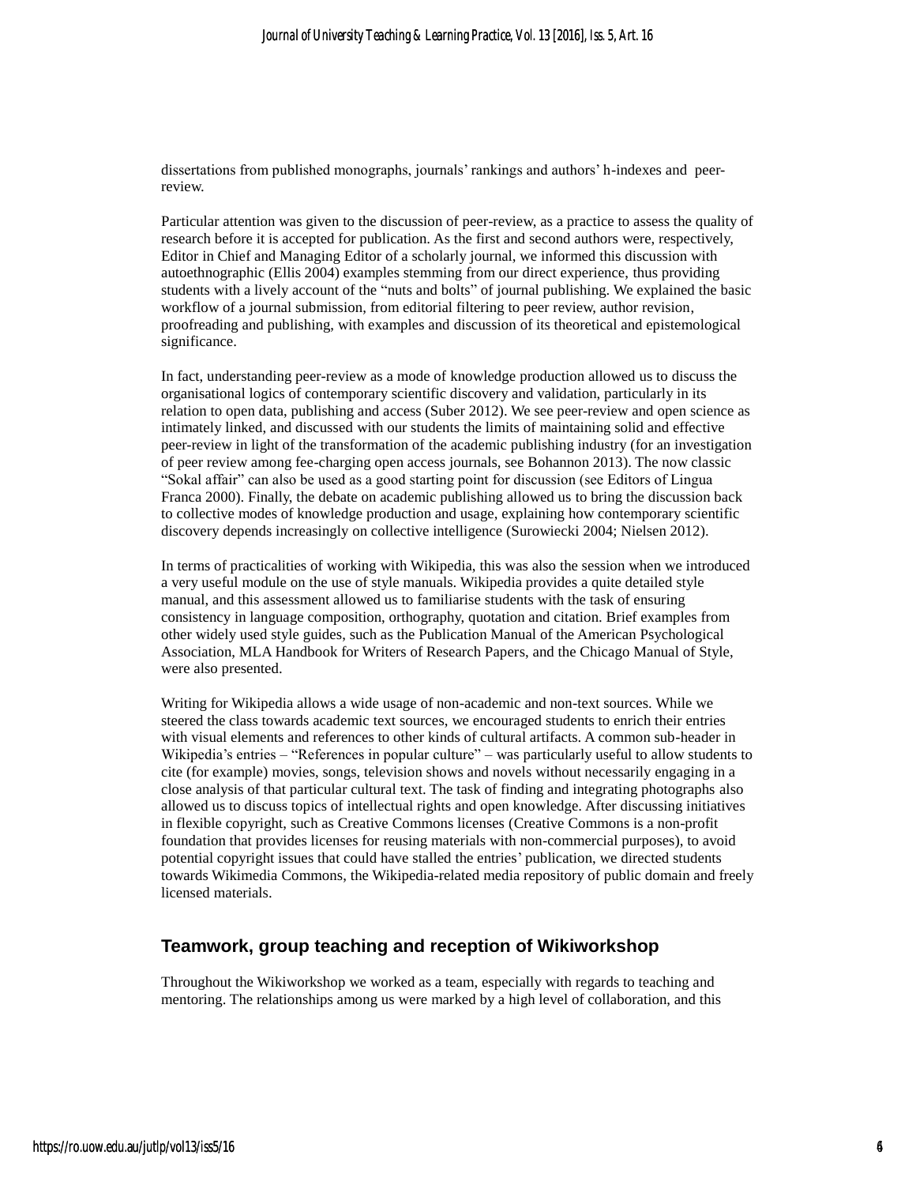dissertations from published monographs, journals' rankings and authors' h-indexes and peer-review.

Particular attention was given to the discussion of peer-review, as a practice to assess the quality of research before it is accepted for publication. As the first and second authors were, respectively, Editor in Chief and Managing Editor of a scholarly journal, we informed this discussion with autoethnographic (Ellis 2004) examples stemming from our direct experience, thus providing students with a lively account of the "nuts and bolts" of journal publishing. We explained the basic workflow of a journal submission, from editorial filtering to peer review, author revision, proofreading and publishing, with examples and discussion of its theoretical and epistemological significance.

In fact, understanding peer-review as a mode of knowledge production allowed us to discuss the organisational logics of contemporary scientific discovery and validation, particularly in its relation to open data, publishing and access (Suber 2012). We see peer-review and open science as intimately linked, and discussed with our students the limits of maintaining solid and effective peer-review in light of the transformation of the academic publishing industry (for an investigation of peer review among fee-charging open access journals, see Bohannon 2013). The now classic "Sokal affair" can also be used as a good starting point for discussion (see Editors of Lingua Franca 2000). Finally, the debate on academic publishing allowed us to bring the discussion back to collective modes of knowledge production and usage, explaining how contemporary scientific discovery depends increasingly on collective intelligence (Surowiecki 2004; Nielsen 2012).

In terms of practicalities of working with Wikipedia, this was also the session when we introduced a very useful module on the use of style manuals. Wikipedia provides a quite detailed style manual, and this assessment allowed us to familiarise students with the task of ensuring consistency in language composition, orthography, quotation and citation. Brief examples from other widely used style guides, such as the Publication Manual of the American Psychological Association, MLA Handbook for Writers of Research Papers, and the Chicago Manual of Style, were also presented.

Writing for Wikipedia allows a wide usage of non-academic and non-text sources. While we steered the class towards academic text sources, we encouraged students to enrich their entries with visual elements and references to other kinds of cultural artifacts. A common sub-header in Wikipedia's entries – "References in popular culture" – was particularly useful to allow students to cite (for example) movies, songs, television shows and novels without necessarily engaging in a close analysis of that particular cultural text. The task of finding and integrating photographs also allowed us to discuss topics of intellectual rights and open knowledge. After discussing initiatives in flexible copyright, such as Creative Commons licenses (Creative Commons is a non-profit foundation that provides licenses for reusing materials with non-commercial purposes), to avoid potential copyright issues that could have stalled the entries' publication, we directed students towards Wikimedia Commons, the Wikipedia-related media repository of public domain and freely licensed materials.

## Teamwork, group teaching and reception of Wikiworkshop

Throughout the Wikiworkshop we worked as a team, especially with regards to teaching and mentoring. The relationships among us were marked by a high level of collaboration, and this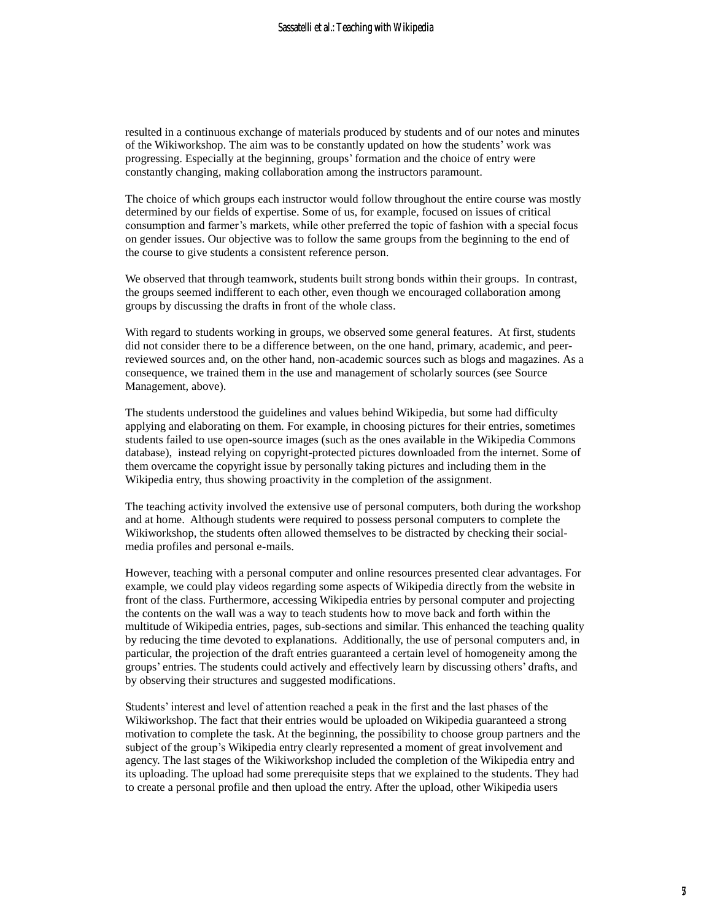resulted in a continuous exchange of materials produced by students and of our notes and minutes of the Wikiworkshop. The aim was to be constantly updated on how the students' work was progressing. Especially at the beginning, groups' formation and the choice of entry were constantly changing, making collaboration among the instructors paramount.

The choice of which groups each instructor would follow throughout the entire course was mostly determined by our fields of expertise. Some of us, for example, focused on issues of critical consumption and farmer's markets, while other preferred the topic of fashion with a special focus on gender issues. Our objective was to follow the same groups from the beginning to the end of the course to give students a consistent reference person.

We observed that through teamwork, students built strong bonds within their groups. In contrast, the groups seemed indifferent to each other, even though we encouraged collaboration among groups by discussing the drafts in front of the whole class.

With regard to students working in groups, we observed some general features. At first, students did not consider there to be a difference between, on the one hand, primary, academic, and peer-reviewed sources and, on the other hand, non-academic sources such as blogs and magazines. As a consequence, we trained them in the use and management of scholarly sources (see Source Management, above).

The students understood the guidelines and values behind Wikipedia, but some had difficulty applying and elaborating on them. For example, in choosing pictures for their entries, sometimes students failed to use open-source images (such as the ones available in the Wikipedia Commons database), instead relying on copyright-protected pictures downloaded from the internet. Some of them overcame the copyright issue by personally taking pictures and including them in the Wikipedia entry, thus showing proactivity in the completion of the assignment.

The teaching activity involved the extensive use of personal computers, both during the workshop and at home. Although students were required to possess personal computers to complete the Wikiworkshop, the students often allowed themselves to be distracted by checking their social-media profiles and personal e-mails.

However, teaching with a personal computer and online resources presented clear advantages. For example, we could play videos regarding some aspects of Wikipedia directly from the website in front of the class. Furthermore, accessing Wikipedia entries by personal computer and projecting the contents on the wall was a way to teach students how to move back and forth within the multitude of Wikipedia entries, pages, sub-sections and similar. This enhanced the teaching quality by reducing the time devoted to explanations. Additionally, the use of personal computers and, in particular, the projection of the draft entries guaranteed a certain level of homogeneity among the groups' entries. The students could actively and effectively learn by discussing others' drafts, and by observing their structures and suggested modifications.

Students' interest and level of attention reached a peak in the first and the last phases of the Wikiworkshop. The fact that their entries would be uploaded on Wikipedia guaranteed a strong motivation to complete the task. At the beginning, the possibility to choose group partners and the subject of the group's Wikipedia entry clearly represented a moment of great involvement and agency. The last stages of the Wikiworkshop included the completion of the Wikipedia entry and its uploading. The upload had some prerequisite steps that we explained to the students. They had to create a personal profile and then upload the entry. After the upload, other Wikipedia users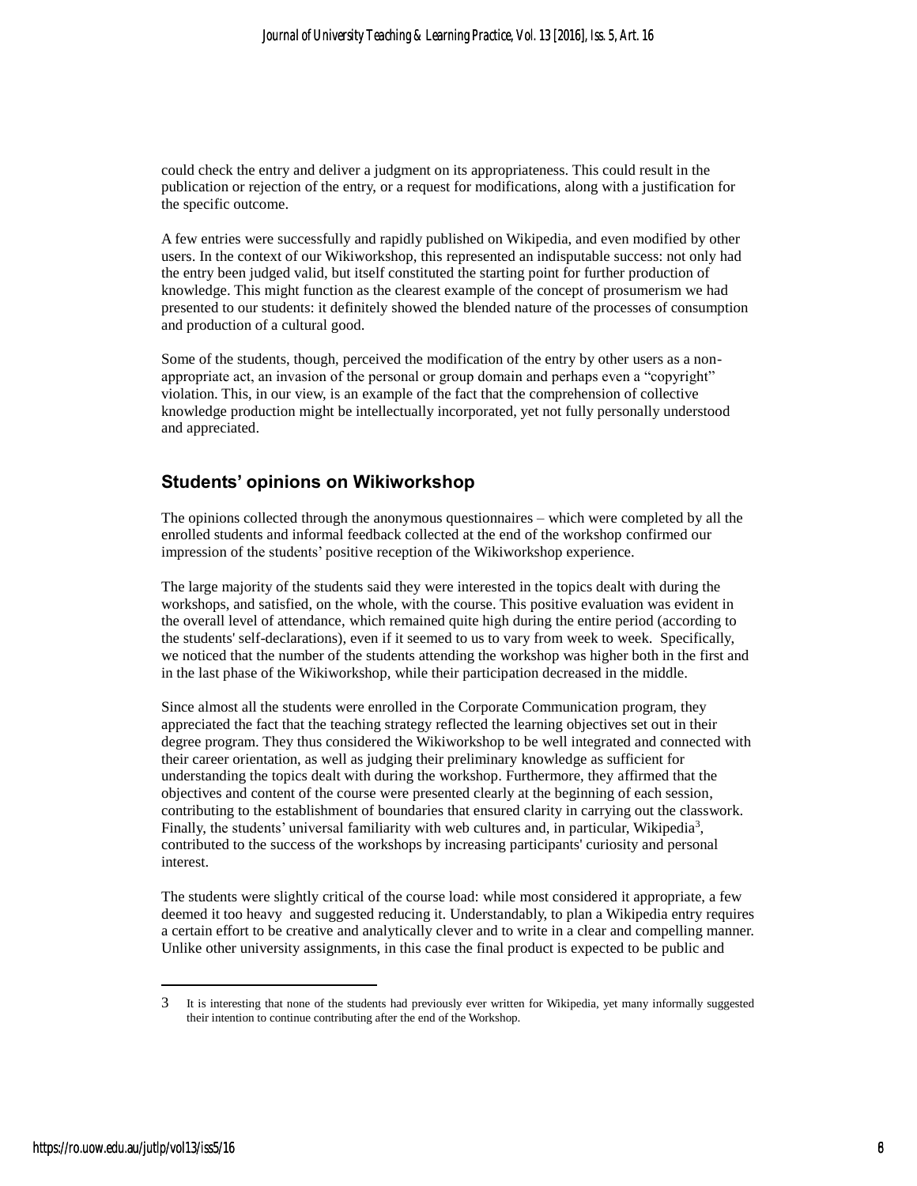could check the entry and deliver a judgment on its appropriateness. This could result in the publication or rejection of the entry, or a request for modifications, along with a justification for the specific outcome.

A few entries were successfully and rapidly published on Wikipedia, and even modified by other users. In the context of our Wikiworkshop, this represented an indisputable success: not only had the entry been judged valid, but itself constituted the starting point for further production of knowledge. This might function as the clearest example of the concept of prosumerism we had presented to our students: it definitely showed the blended nature of the processes of consumption and production of a cultural good.

Some of the students, though, perceived the modification of the entry by other users as a non-appropriate act, an invasion of the personal or group domain and perhaps even a "copyright" violation. This, in our view, is an example of the fact that the comprehension of collective knowledge production might be intellectually incorporated, yet not fully personally understood and appreciated.

## Students' opinions on Wikiworkshop

The opinions collected through the anonymous questionnaires – which were completed by all the enrolled students and informal feedback collected at the end of the workshop confirmed our impression of the students' positive reception of the Wikiworkshop experience.

The large majority of the students said they were interested in the topics dealt with during the workshops, and satisfied, on the whole, with the course. This positive evaluation was evident in the overall level of attendance, which remained quite high during the entire period (according to the students' self-declarations), even if it seemed to us to vary from week to week. Specifically, we noticed that the number of the students attending the workshop was higher both in the first and in the last phase of the Wikiworkshop, while their participation decreased in the middle.

Since almost all the students were enrolled in the Corporate Communication program, they appreciated the fact that the teaching strategy reflected the learning objectives set out in their degree program. They thus considered the Wikiworkshop to be well integrated and connected with their career orientation, as well as judging their preliminary knowledge as sufficient for understanding the topics dealt with during the workshop. Furthermore, they affirmed that the objectives and content of the course were presented clearly at the beginning of each session, contributing to the establishment of boundaries that ensured clarity in carrying out the classwork. Finally, the students' universal familiarity with web cultures and, in particular, Wikipedia[3], contributed to the success of the workshops by increasing participants' curiosity and personal interest.

The students were slightly critical of the course load: while most considered it appropriate, a few deemed it too heavy and suggested reducing it. Understandably, to plan a Wikipedia entry requires a certain effort to be creative and analytically clever and to write in a clear and compelling manner. Unlike other university assignments, in this case the final product is expected to be public and

---

3 It is interesting that none of the students had previously ever written for Wikipedia, yet many informally suggested their intention to continue contributing after the end of the Workshop.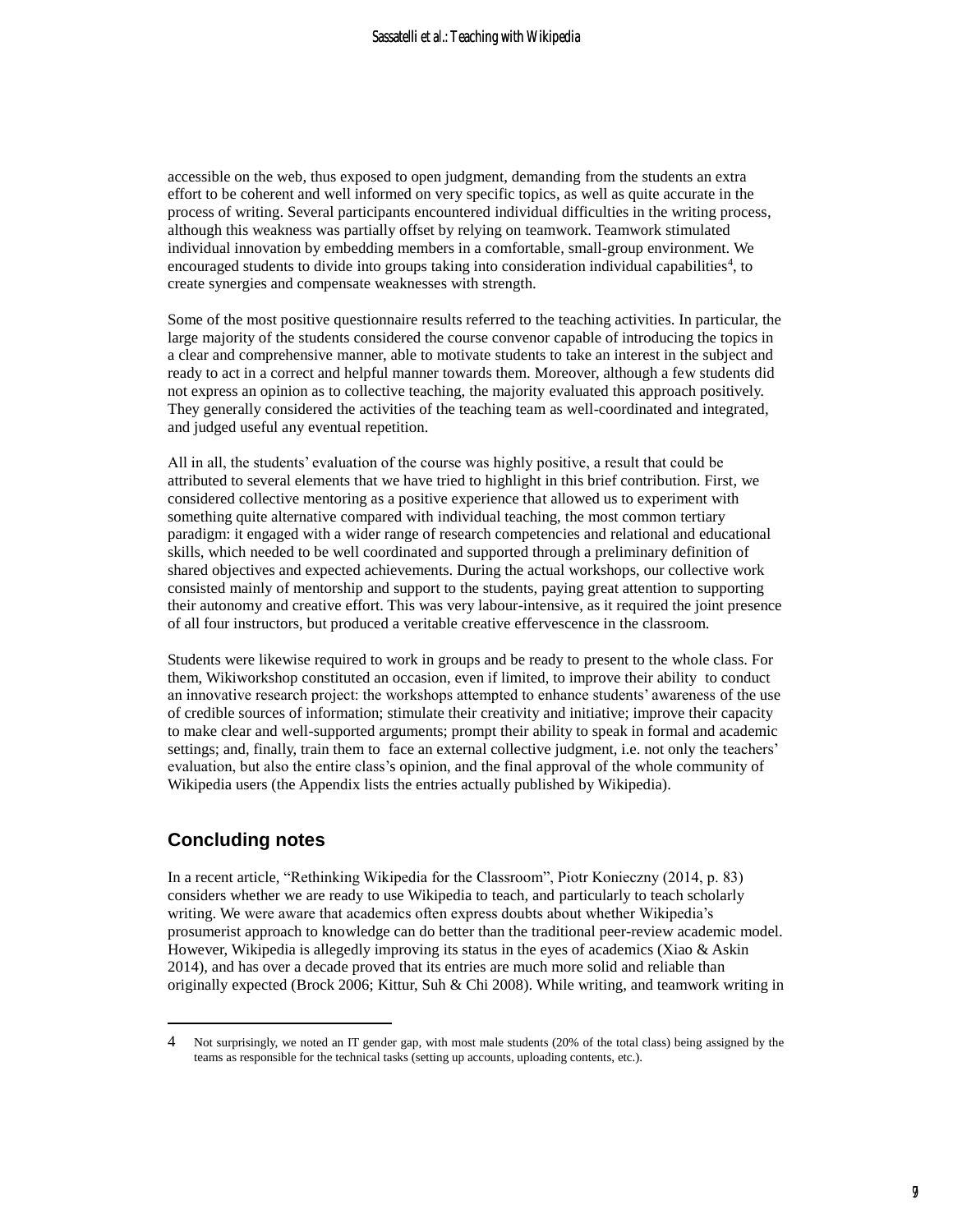accessible on the web, thus exposed to open judgment, demanding from the students an extra effort to be coherent and well informed on very specific topics, as well as quite accurate in the process of writing. Several participants encountered individual difficulties in the writing process, although this weakness was partially offset by relying on teamwork. Teamwork stimulated individual innovation by embedding members in a comfortable, small-group environment. We encouraged students to divide into groups taking into consideration individual capabilities[4], to create synergies and compensate weaknesses with strength.

Some of the most positive questionnaire results referred to the teaching activities. In particular, the large majority of the students considered the course convenor capable of introducing the topics in a clear and comprehensive manner, able to motivate students to take an interest in the subject and ready to act in a correct and helpful manner towards them. Moreover, although a few students did not express an opinion as to collective teaching, the majority evaluated this approach positively. They generally considered the activities of the teaching team as well-coordinated and integrated, and judged useful any eventual repetition.

All in all, the students' evaluation of the course was highly positive, a result that could be attributed to several elements that we have tried to highlight in this brief contribution. First, we considered collective mentoring as a positive experience that allowed us to experiment with something quite alternative compared with individual teaching, the most common tertiary paradigm: it engaged with a wider range of research competencies and relational and educational skills, which needed to be well coordinated and supported through a preliminary definition of shared objectives and expected achievements. During the actual workshops, our collective work consisted mainly of mentorship and support to the students, paying great attention to supporting their autonomy and creative effort. This was very labour-intensive, as it required the joint presence of all four instructors, but produced a veritable creative effervescence in the classroom.

Students were likewise required to work in groups and be ready to present to the whole class. For them, Wikiworkshop constituted an occasion, even if limited, to improve their ability to conduct an innovative research project: the workshops attempted to enhance students' awareness of the use of credible sources of information; stimulate their creativity and initiative; improve their capacity to make clear and well-supported arguments; prompt their ability to speak in formal and academic settings; and, finally, train them to face an external collective judgment, i.e. not only the teachers' evaluation, but also the entire class's opinion, and the final approval of the whole community of Wikipedia users (the Appendix lists the entries actually published by Wikipedia).

## Concluding notes

In a recent article, "Rethinking Wikipedia for the Classroom", Piotr Konieczny (2014, p. 83) considers whether we are ready to use Wikipedia to teach, and particularly to teach scholarly writing. We were aware that academics often express doubts about whether Wikipedia's prosumerist approach to knowledge can do better than the traditional peer-review academic model. However, Wikipedia is allegedly improving its status in the eyes of academics (Xiao & Askin 2014), and has over a decade proved that its entries are much more solid and reliable than originally expected (Brock 2006; Kittur, Suh & Chi 2008). While writing, and teamwork writing in

---

4 Not surprisingly, we noted an IT gender gap, with most male students (20% of the total class) being assigned by the teams as responsible for the technical tasks (setting up accounts, uploading contents, etc.).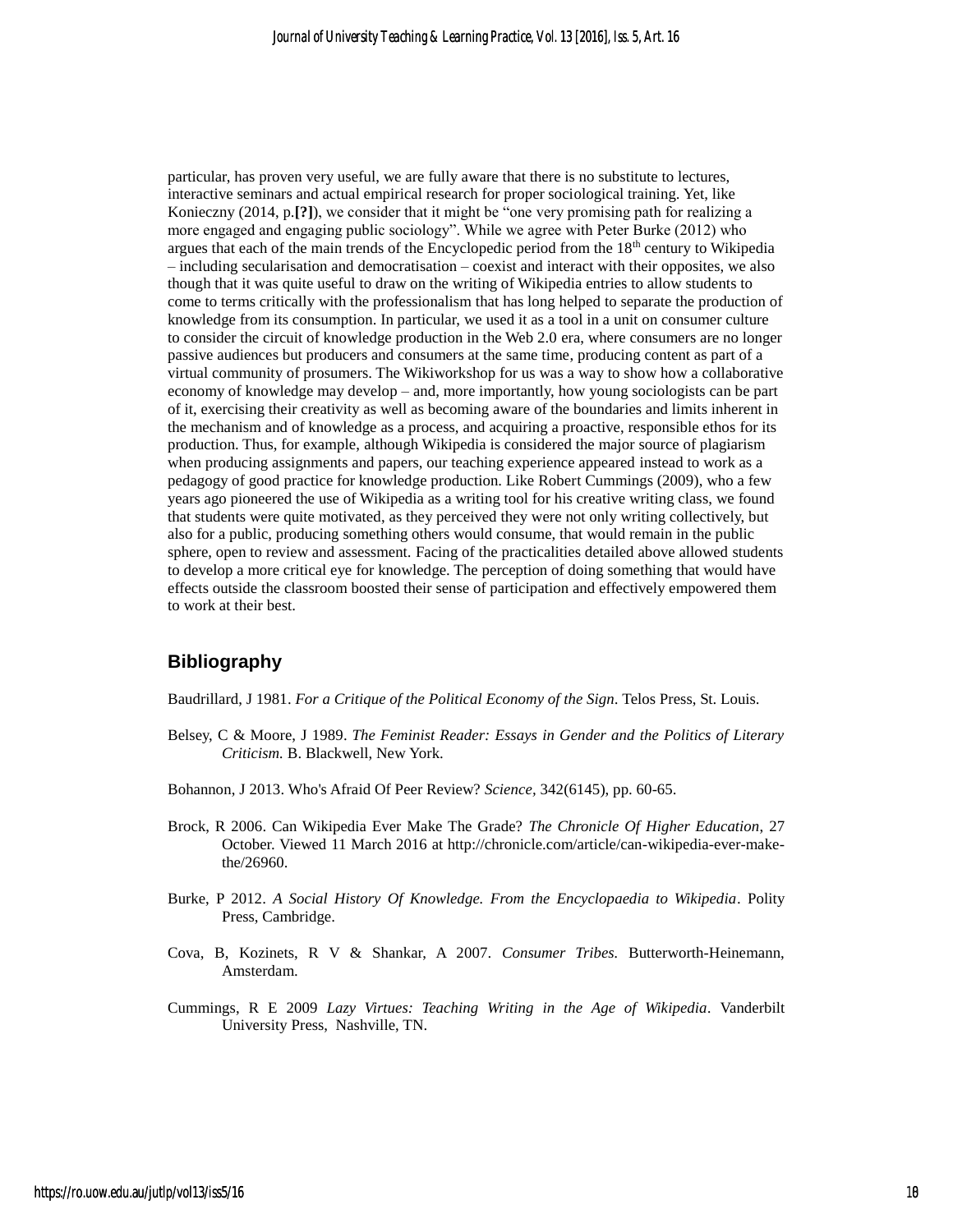particular, has proven very useful, we are fully aware that there is no substitute to lectures, interactive seminars and actual empirical research for proper sociological training. Yet, like Konieczny (2014, p.**[?]**), we consider that it might be "one very promising path for realizing a more engaged and engaging public sociology". While we agree with Peter Burke (2012) who argues that each of the main trends of the Encyclopedic period from the 18th century to Wikipedia – including secularisation and democratisation – coexist and interact with their opposites, we also though that it was quite useful to draw on the writing of Wikipedia entries to allow students to come to terms critically with the professionalism that has long helped to separate the production of knowledge from its consumption. In particular, we used it as a tool in a unit on consumer culture to consider the circuit of knowledge production in the Web 2.0 era, where consumers are no longer passive audiences but producers and consumers at the same time, producing content as part of a virtual community of prosumers. The Wikiworkshop for us was a way to show how a collaborative economy of knowledge may develop – and, more importantly, how young sociologists can be part of it, exercising their creativity as well as becoming aware of the boundaries and limits inherent in the mechanism and of knowledge as a process, and acquiring a proactive, responsible ethos for its production. Thus, for example, although Wikipedia is considered the major source of plagiarism when producing assignments and papers, our teaching experience appeared instead to work as a pedagogy of good practice for knowledge production. Like Robert Cummings (2009), who a few years ago pioneered the use of Wikipedia as a writing tool for his creative writing class, we found that students were quite motivated, as they perceived they were not only writing collectively, but also for a public, producing something others would consume, that would remain in the public sphere, open to review and assessment. Facing of the practicalities detailed above allowed students to develop a more critical eye for knowledge. The perception of doing something that would have effects outside the classroom boosted their sense of participation and effectively empowered them to work at their best.

## Bibliography

Baudrillard, J 1981. *For a Critique of the Political Economy of the Sign*. Telos Press, St. Louis.

Belsey, C & Moore, J 1989. *The Feminist Reader: Essays in Gender and the Politics of Literary Criticism.* B. Blackwell, New York.

Bohannon, J 2013. Who's Afraid Of Peer Review? *Science,* 342(6145), pp. 60-65.

Brock, R 2006. Can Wikipedia Ever Make The Grade? *The Chronicle Of Higher Education*, 27 October. Viewed 11 March 2016 at http://chronicle.com/article/can-wikipedia-ever-make-the/26960.

Burke, P 2012. *A Social History Of Knowledge. From the Encyclopaedia to Wikipedia*. Polity Press, Cambridge.

Cova, B, Kozinets, R V & Shankar, A 2007. *Consumer Tribes.* Butterworth-Heinemann, Amsterdam.

Cummings, R E 2009 *Lazy Virtues: Teaching Writing in the Age of Wikipedia*. Vanderbilt University Press, Nashville, TN.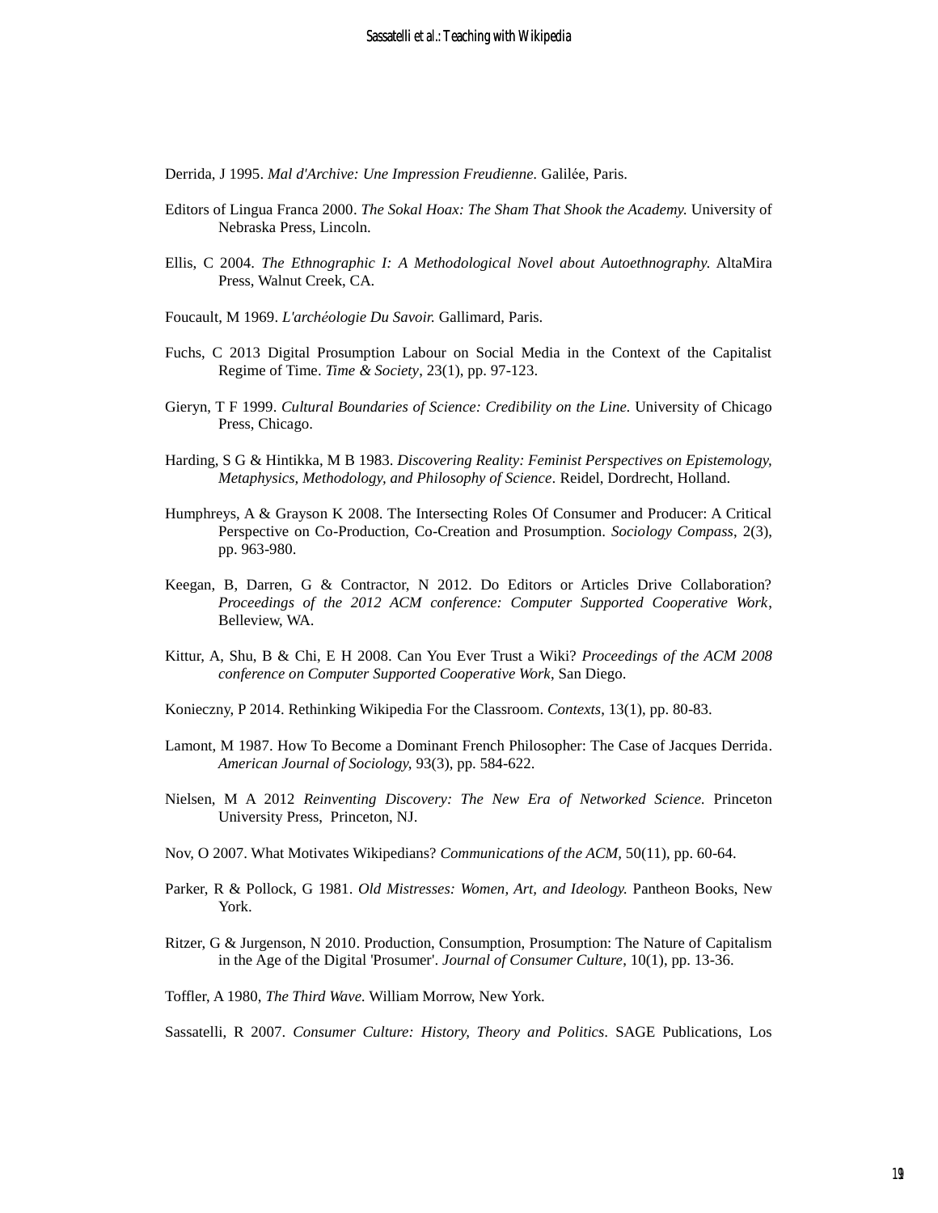Derrida, J 1995. *Mal d'Archive: Une Impression Freudienne.* Galilée, Paris.

Editors of Lingua Franca 2000. *The Sokal Hoax: The Sham That Shook the Academy.* University of Nebraska Press, Lincoln.

Ellis, C 2004. *The Ethnographic I: A Methodological Novel about Autoethnography.* AltaMira Press, Walnut Creek, CA.

Foucault, M 1969. *L'archéologie Du Savoir.* Gallimard, Paris.

Fuchs, C 2013 Digital Prosumption Labour on Social Media in the Context of the Capitalist Regime of Time. *Time & Society*, 23(1), pp. 97-123.

Gieryn, T F 1999. *Cultural Boundaries of Science: Credibility on the Line.* University of Chicago Press, Chicago.

Harding, S G & Hintikka, M B 1983. *Discovering Reality: Feminist Perspectives on Epistemology, Metaphysics, Methodology, and Philosophy of Science*. Reidel, Dordrecht, Holland.

Humphreys, A & Grayson K 2008. The Intersecting Roles Of Consumer and Producer: A Critical Perspective on Co-Production, Co-Creation and Prosumption. *Sociology Compass*, 2(3), pp. 963-980.

Keegan, B, Darren, G & Contractor, N 2012. Do Editors or Articles Drive Collaboration? *Proceedings of the 2012 ACM conference: Computer Supported Cooperative Work*, Belleview, WA.

Kittur, A, Shu, B & Chi, E H 2008. Can You Ever Trust a Wiki? *Proceedings of the ACM 2008 conference on Computer Supported Cooperative Work*, San Diego.

Konieczny, P 2014. Rethinking Wikipedia For the Classroom. *Contexts*, 13(1), pp. 80-83.

Lamont, M 1987. How To Become a Dominant French Philosopher: The Case of Jacques Derrida. *American Journal of Sociology,* 93(3), pp. 584-622.

Nielsen, M A 2012 *Reinventing Discovery: The New Era of Networked Science.* Princeton University Press, Princeton, NJ.

Nov, O 2007. What Motivates Wikipedians? *Communications of the ACM*, 50(11), pp. 60-64.

Parker, R & Pollock, G 1981. *Old Mistresses: Women, Art, and Ideology.* Pantheon Books, New York.

Ritzer, G & Jurgenson, N 2010. Production, Consumption, Prosumption: The Nature of Capitalism in the Age of the Digital 'Prosumer'. *Journal of Consumer Culture*, 10(1), pp. 13-36.

Toffler, A 1980, *The Third Wave.* William Morrow, New York.

Sassatelli, R 2007. *Consumer Culture: History, Theory and Politics*. SAGE Publications, Los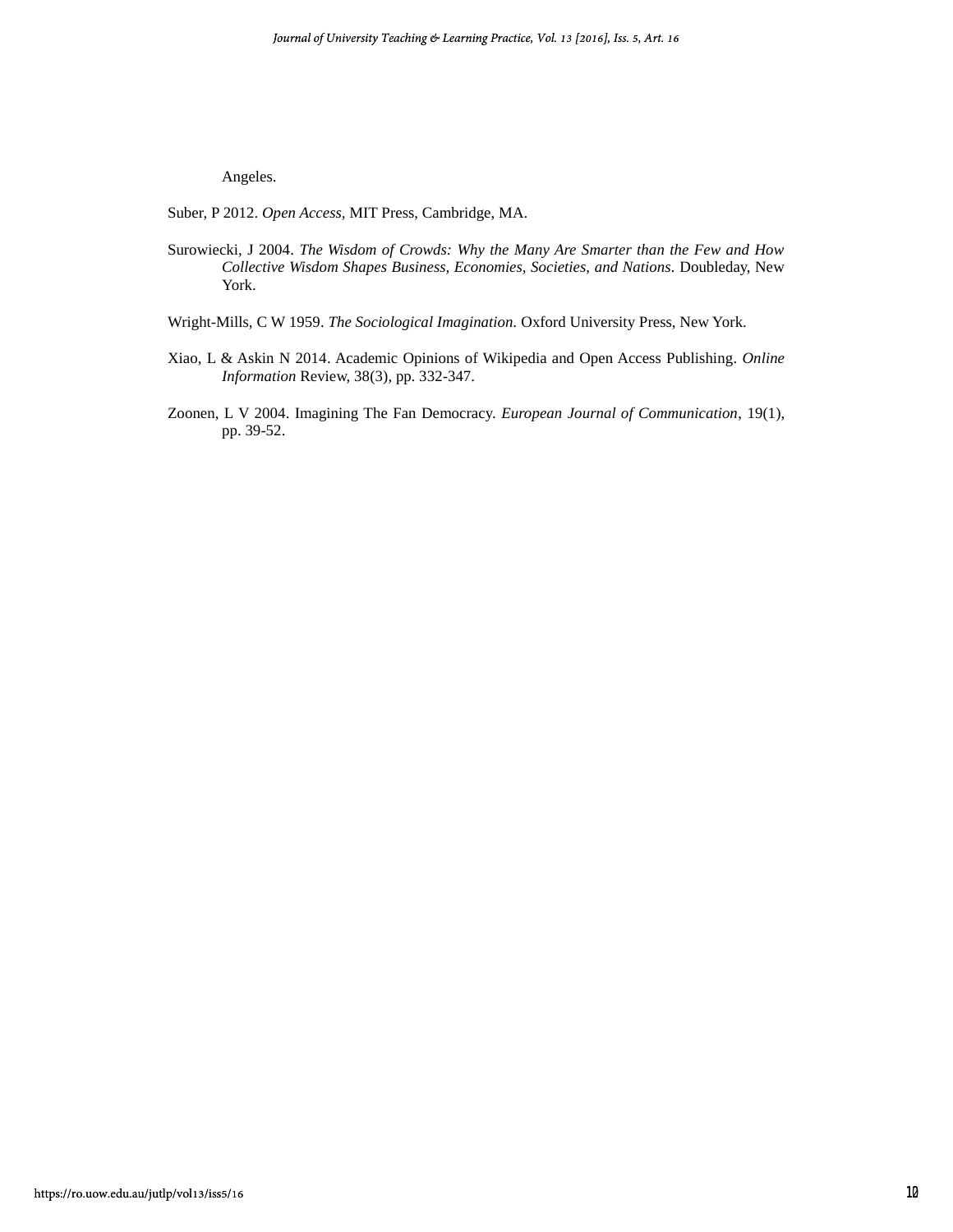Angeles.

Suber, P 2012. *Open Access*, MIT Press, Cambridge, MA.

Surowiecki, J 2004. *The Wisdom of Crowds: Why the Many Are Smarter than the Few and How Collective Wisdom Shapes Business, Economies, Societies, and Nations*. Doubleday, New York.

Wright-Mills, C W 1959. *The Sociological Imagination*. Oxford University Press, New York.

Xiao, L & Askin N 2014. Academic Opinions of Wikipedia and Open Access Publishing. *Online Information* Review, 38(3), pp. 332-347.

Zoonen, L V 2004. Imagining The Fan Democracy. *European Journal of Communication*, 19(1), pp. 39-52.